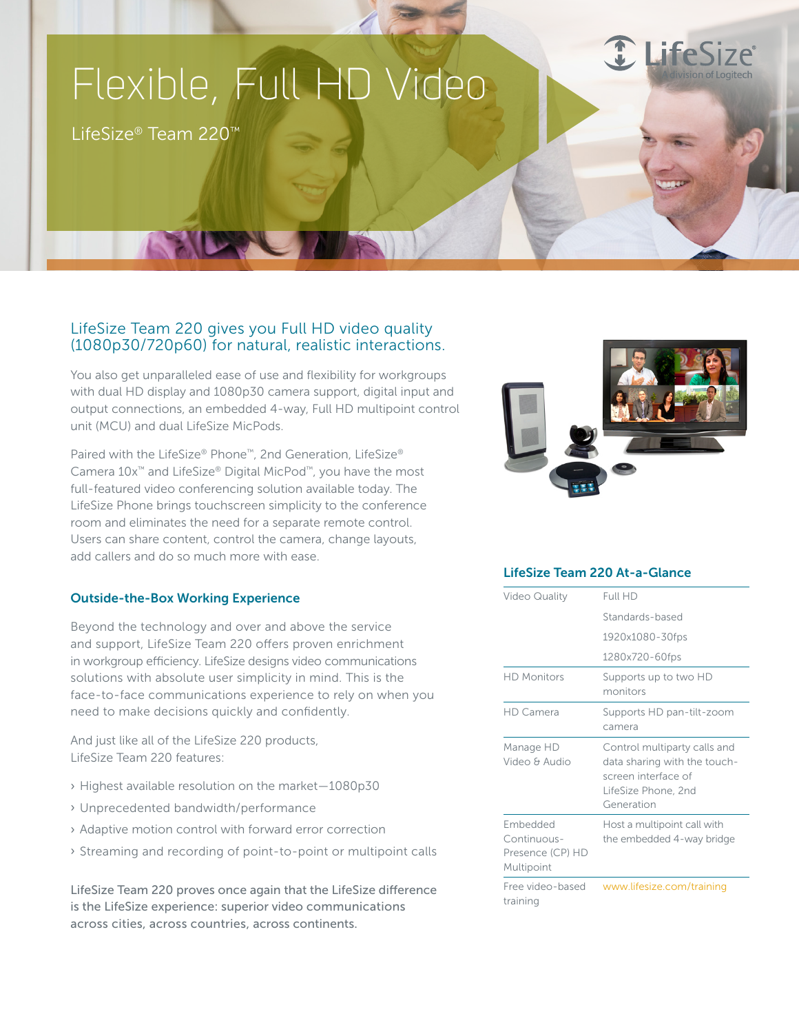# Flexible, Full HD Video

LifeSize® Team 220™

LifeSize A division of Logitech

## LifeSize Team 220 gives you Full HD video quality (1080p30/720p60) for natural, realistic interactions.

You also get unparalleled ease of use and flexibility for workgroups with dual HD display and 1080p30 camera support, digital input and output connections, an embedded 4-way, Full HD multipoint control unit (MCU) and dual LifeSize MicPods.

Paired with the LifeSize® Phone™, 2nd Generation, LifeSize® Camera 10x™ and LifeSize® Digital MicPod™, you have the most full-featured video conferencing solution available today. The LifeSize Phone brings touchscreen simplicity to the conference room and eliminates the need for a separate remote control. Users can share content, control the camera, change layouts, add callers and do so much more with ease.

### Outside-the-Box Working Experience

Beyond the technology and over and above the service and support, LifeSize Team 220 offers proven enrichment in workgroup efficiency. LifeSize designs video communications solutions with absolute user simplicity in mind. This is the face-to-face communications experience to rely on when you need to make decisions quickly and confidently.

And just like all of the LifeSize 220 products, LifeSize Team 220 features:

- Highest available resolution on the market—1080p30
- Unprecedented bandwidth/performance
- Adaptive motion control with forward error correction
- Streaming and recording of point-to-point or multipoint calls

LifeSize Team 220 proves once again that the LifeSize difference is the LifeSize experience: superior video communications across cities, across countries, across continents.

### LifeSize Team 220 At-a-Glance

| | |
|---|---|
| Video Quality | Full HD<br>Standards-based<br>1920x1080-30fps<br>1280x720-60fps |
| HD Monitors | Supports up to two HD monitors |
| HD Camera | Supports HD pan-tilt-zoom camera |
| Manage HD Video & Audio | Control multiparty calls and data sharing with the touch-screen interface of LifeSize Phone, 2nd Generation |
| Embedded Continuous-Presence (CP) HD Multipoint | Host a multipoint call with the embedded 4-way bridge |
| Free video-based training | www.lifesize.com/training |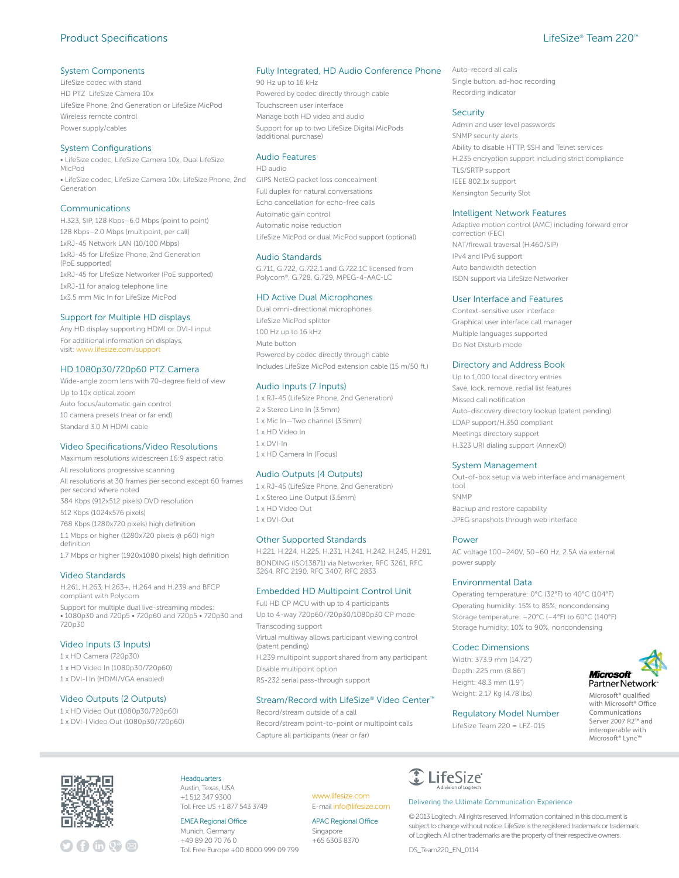# Product Specifications

LifeSize® Team 220™

## System Components

LifeSize codec with stand
HD PTZ LifeSize Camera 10x
LifeSize Phone, 2nd Generation or LifeSize MicPod
Wireless remote control
Power supply/cables

## System Configurations

- LifeSize codec, LifeSize Camera 10x, Dual LifeSize MicPod
- LifeSize codec, LifeSize Camera 10x, LifeSize Phone, 2nd Generation

## Communications

H.323, SIP, 128 Kbps–6.0 Mbps (point to point)
128 Kbps–2.0 Mbps (multipoint, per call)
1xRJ-45 Network LAN (10/100 Mbps)
1xRJ-45 for LifeSize Phone, 2nd Generation (PoE supported)
1xRJ-45 for LifeSize Networker (PoE supported)
1xRJ-11 for analog telephone line
1x3.5 mm Mic In for LifeSize MicPod

## Support for Multiple HD displays

Any HD display supporting HDMI or DVI-I input
For additional information on displays, visit: www.lifesize.com/support

## HD 1080p30/720p60 PTZ Camera

Wide-angle zoom lens with 70-degree field of view
Up to 10x optical zoom
Auto focus/automatic gain control
10 camera presets (near or far end)
Standard 3.0 M HDMI cable

## Video Specifications/Video Resolutions

Maximum resolutions widescreen 16:9 aspect ratio
All resolutions progressive scanning
All resolutions at 30 frames per second except 60 frames per second where noted
384 Kbps (912x512 pixels) DVD resolution
512 Kbps (1024x576 pixels)
768 Kbps (1280x720 pixels) high definition
1.1 Mbps or higher (1280x720 pixels @ p60) high definition
1.7 Mbps or higher (1920x1080 pixels) high definition

## Video Standards

H.261, H.263, H.263+, H.264 and H.239 and BFCP compliant with Polycom
Support for multiple dual live-streaming modes:
• 1080p30 and 720p5 • 720p60 and 720p5 • 720p30 and 720p30

## Video Inputs (3 Inputs)

1 x HD Camera (720p30)
1 x HD Video In (1080p30/720p60)
1 x DVI-I In (HDMI/VGA enabled)

## Video Outputs (2 Outputs)

1 x HD Video Out (1080p30/720p60)
1 x DVI-I Video Out (1080p30/720p60)

## Fully Integrated, HD Audio Conference Phone

90 Hz up to 16 kHz
Powered by codec directly through cable
Touchscreen user interface
Manage both HD video and audio
Support for up to two LifeSize Digital MicPods (additional purchase)

## Audio Features

HD audio
GIPS NetEQ packet loss concealment
Full duplex for natural conversations
Echo cancellation for echo-free calls
Automatic gain control
Automatic noise reduction
LifeSize MicPod or dual MicPod support (optional)

## Audio Standards

G.711, G.722, G.722.1 and G.722.1C licensed from Polycom®, G.728, G.729, MPEG-4-AAC-LC

## HD Active Dual Microphones

Dual omni-directional microphones
LifeSize MicPod splitter
100 Hz up to 16 kHz
Mute button
Powered by codec directly through cable
Includes LifeSize MicPod extension cable (15 m/50 ft.)

## Audio Inputs (7 Inputs)

1 x RJ-45 (LifeSize Phone, 2nd Generation)
2 x Stereo Line In (3.5mm)
1 x Mic In—Two channel (3.5mm)
1 x HD Video In
1 x DVI-In
1 x HD Camera In (Focus)

## Audio Outputs (4 Outputs)

1 x RJ-45 (LifeSize Phone, 2nd Generation)
1 x Stereo Line Output (3.5mm)
1 x HD Video Out
1 x DVI-Out

## Other Supported Standards

H.221, H.224, H.225, H.231, H.241, H.242, H.245, H.281, BONDING (ISO13871) via Networker, RFC 3261, RFC 3264, RFC 2190, RFC 3407, RFC 2833

## Embedded HD Multipoint Control Unit

Full HD CP MCU with up to 4 participants
Up to 4-way 720p60/720p30/1080p30 CP mode
Transcoding support
Virtual multiway allows participant viewing control (patent pending)
H.239 multipoint support shared from any participant
Disable multipoint option
RS-232 serial pass-through support

## Stream/Record with LifeSize® Video Center™

Record/stream outside of a call
Record/stream point-to-point or multipoint calls
Capture all participants (near or far)
Auto-record all calls
Single button, ad-hoc recording
Recording indicator

## Security

Admin and user level passwords
SNMP security alerts
Ability to disable HTTP, SSH and Telnet services
H.235 encryption support including strict compliance
TLS/SRTP support
IEEE 802.1x support
Kensington Security Slot

## Intelligent Network Features

Adaptive motion control (AMC) including forward error correction (FEC)
NAT/firewall traversal (H.460/SIP)
IPv4 and IPv6 support
Auto bandwidth detection
ISDN support via LifeSize Networker

## User Interface and Features

Context-sensitive user interface
Graphical user interface call manager
Multiple languages supported
Do Not Disturb mode

## Directory and Address Book

Up to 1,000 local directory entries
Save, lock, remove, redial list features
Missed call notification
Auto-discovery directory lookup (patent pending)
LDAP support/H.350 compliant
Meetings directory support
H.323 URI dialing support (AnnexO)

## System Management

Out-of-box setup via web interface and management tool
SNMP
Backup and restore capability
JPEG snapshots through web interface

## Power

AC voltage 100–240V, 50–60 Hz, 2.5A via external power supply

## Environmental Data

Operating temperature: 0°C (32°F) to 40°C (104°F)
Operating humidity: 15% to 85%, noncondensing
Storage temperature: −20°C (−4°F) to 60°C (140°F)
Storage humidity: 10% to 90%, noncondensing

## Codec Dimensions

Width: 373.9 mm (14.72")
Depth: 225 mm (8.86")
Height: 48.3 mm (1.9")
Weight: 2.17 Kg (4.78 lbs)

## Regulatory Model Number

LifeSize Team 220 = LFZ-015

Microsoft Partner Network

Microsoft® qualified with Microsoft® Office Communications Server 2007 R2™ and interoperable with Microsoft® Lync™

---

**Headquarters**
Austin, Texas, USA
+1 512 347 9300
Toll Free US +1 877 543 3749

www.lifesize.com
E-mail info@lifesize.com

**EMEA Regional Office**
Munich, Germany
+49 89 20 70 76 0
Toll Free Europe +00 8000 999 09 799

**APAC Regional Office**
Singapore
+65 6303 8370

LifeSize — A division of Logitech

Delivering the Ultimate Communication Experience

© 2013 Logitech. All rights reserved. Information contained in this document is subject to change without notice. LifeSize is the registered trademark or trademark of Logitech. All other trademarks are the property of their respective owners.

DS_Team220_EN_0114